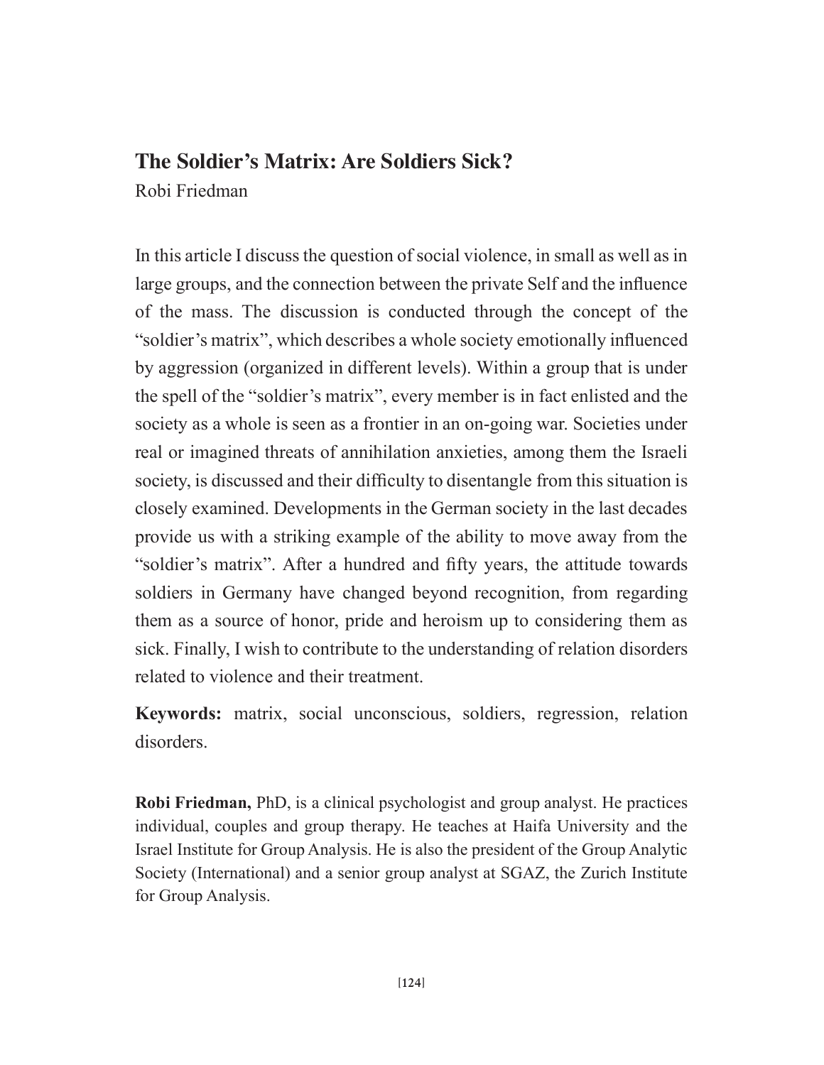# The Soldier's Matrix: Are Soldiers Sick?

Robi Friedman

In this article I discuss the question of social violence, in small as well as in large groups, and the connection between the private Self and the influence of the mass. The discussion is conducted through the concept of the "soldier's matrix", which describes a whole society emotionally influenced by aggression (organized in different levels). Within a group that is under the spell of the "soldier's matrix", every member is in fact enlisted and the society as a whole is seen as a frontier in an on-going war. Societies under real or imagined threats of annihilation anxieties, among them the Israeli society, is discussed and their difficulty to disentangle from this situation is closely examined. Developments in the German society in the last decades provide us with a striking example of the ability to move away from the "soldier's matrix". After a hundred and fifty years, the attitude towards soldiers in Germany have changed beyond recognition, from regarding them as a source of honor, pride and heroism up to considering them as sick. Finally, I wish to contribute to the understanding of relation disorders related to violence and their treatment.

**Keywords:** matrix, social unconscious, soldiers, regression, relation disorders.

**Robi Friedman,** PhD, is a clinical psychologist and group analyst. He practices individual, couples and group therapy. He teaches at Haifa University and the Israel Institute for Group Analysis. He is also the president of the Group Analytic Society (International) and a senior group analyst at SGAZ, the Zurich Institute for Group Analysis.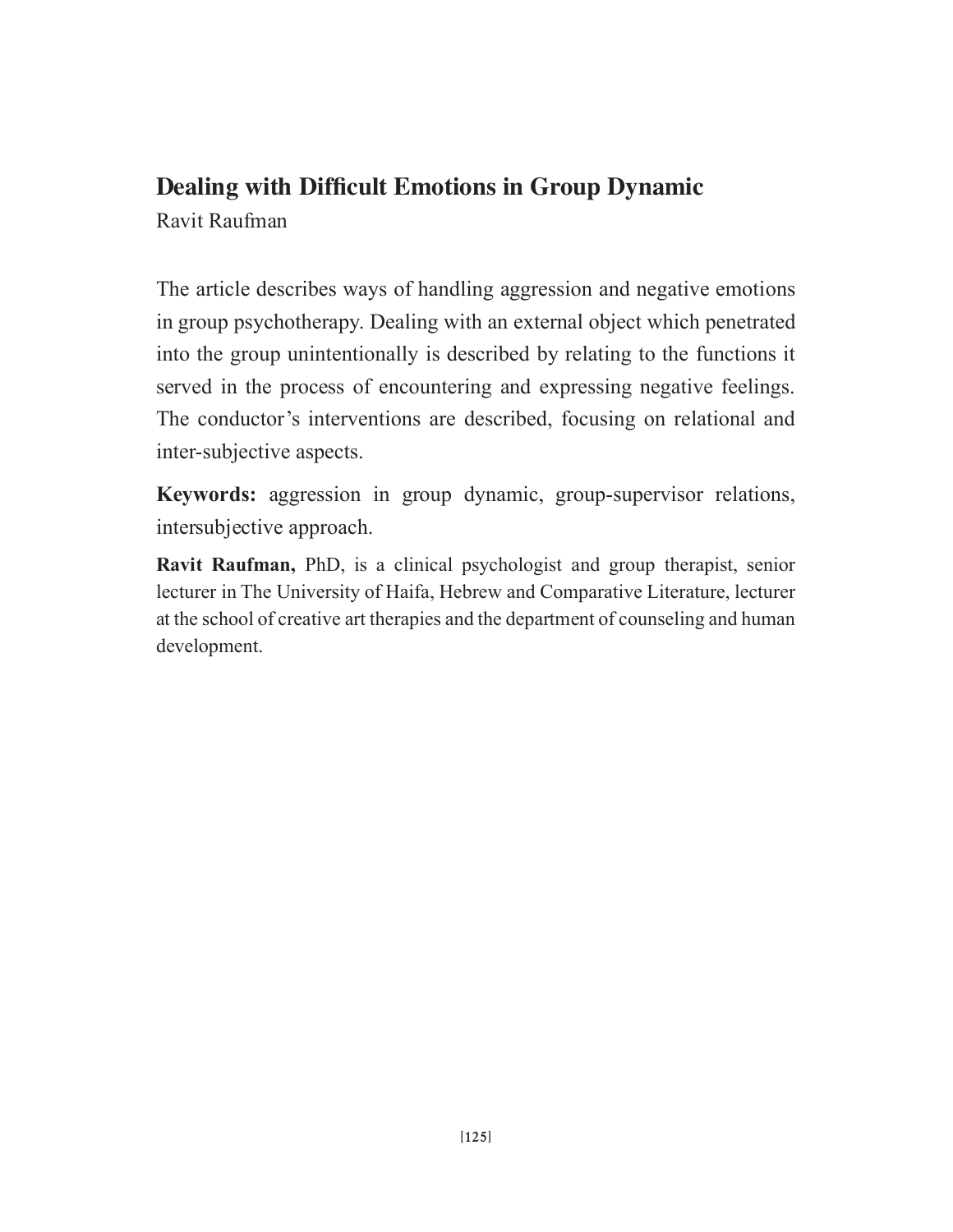## Dealing with Difficult Emotions in Group Dynamic

Ravit Raufman

The article describes ways of handling aggression and negative emotions in group psychotherapy. Dealing with an external object which penetrated into the group unintentionally is described by relating to the functions it served in the process of encountering and expressing negative feelings. The conductor's interventions are described, focusing on relational and inter-subjective aspects.

**Keywords:** aggression in group dynamic, group-supervisor relations, intersubjective approach.

**Ravit Raufman,** PhD, is a clinical psychologist and group therapist, senior lecturer in The University of Haifa, Hebrew and Comparative Literature, lecturer at the school of creative art therapies and the department of counseling and human development.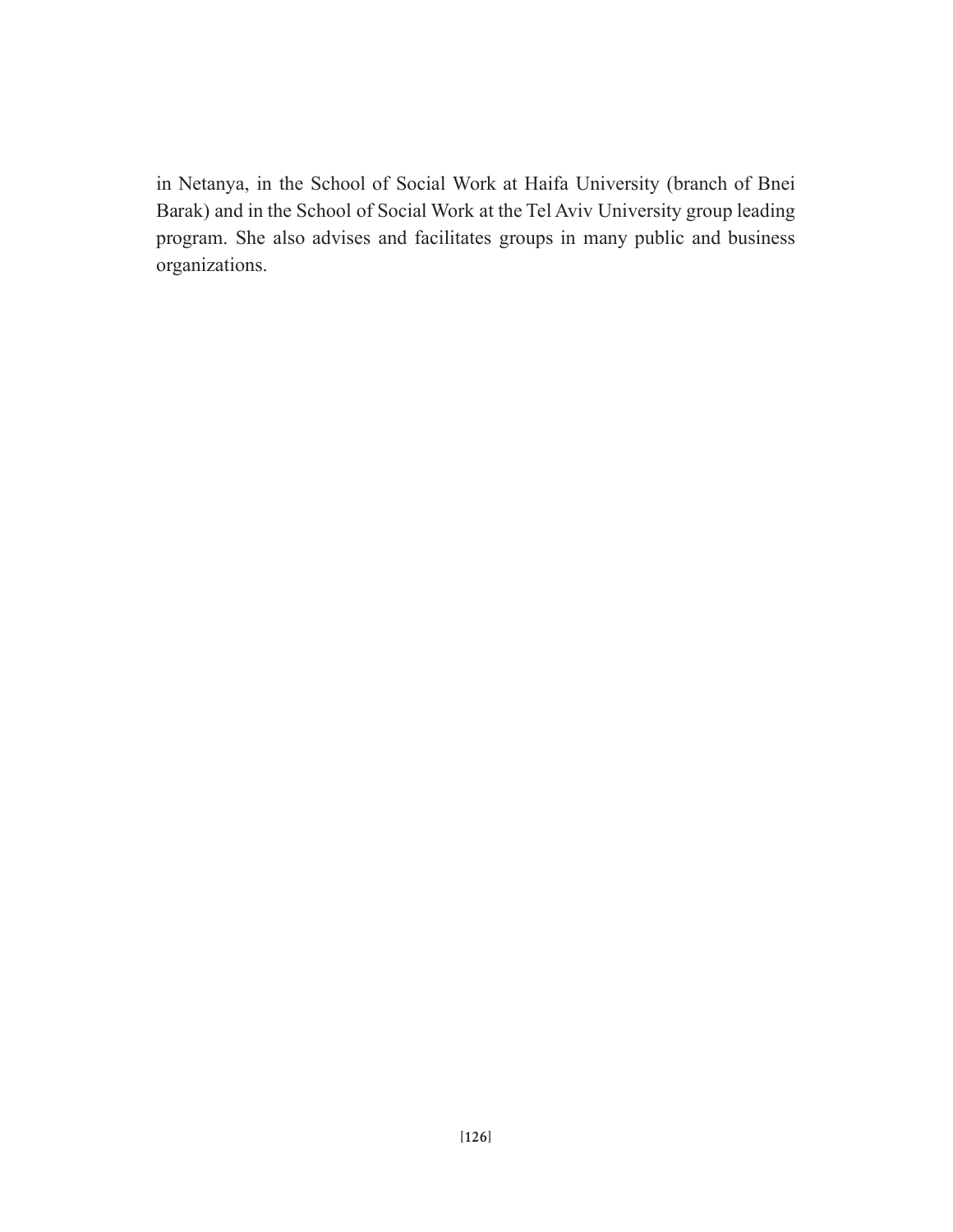in Netanya, in the School of Social Work at Haifa University (branch of Bnei Barak) and in the School of Social Work at the Tel Aviv University group leading program. She also advises and facilitates groups in many public and business organizations.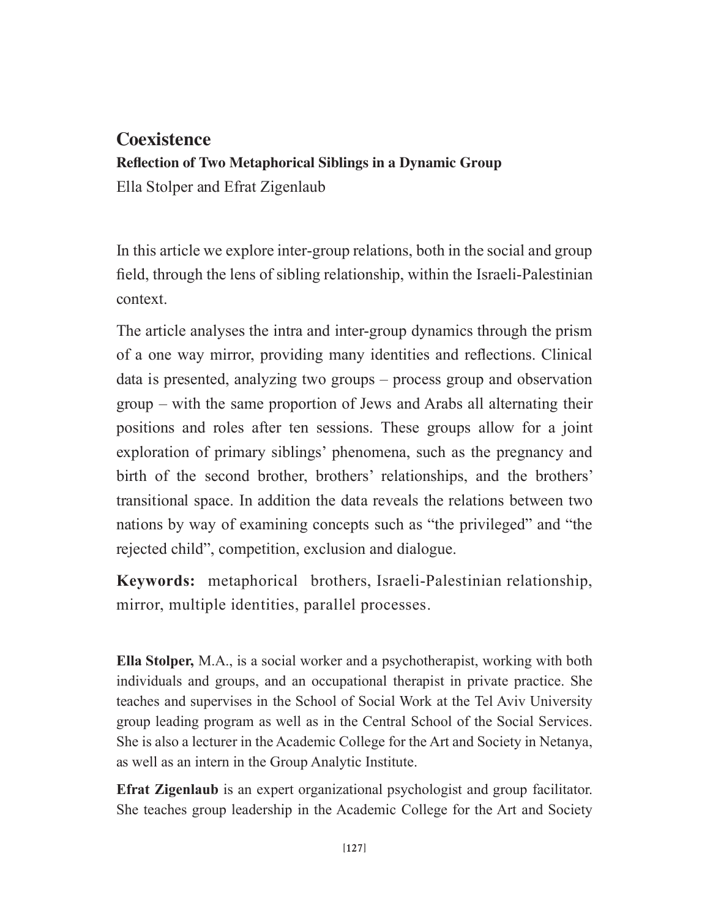# Coexistence

**Reflection of Two Metaphorical Siblings in a Dynamic Group**

Ella Stolper and Efrat Zigenlaub

In this article we explore inter-group relations, both in the social and group field, through the lens of sibling relationship, within the Israeli-Palestinian context.

The article analyses the intra and inter-group dynamics through the prism of a one way mirror, providing many identities and reflections. Clinical data is presented, analyzing two groups – process group and observation group – with the same proportion of Jews and Arabs all alternating their positions and roles after ten sessions. These groups allow for a joint exploration of primary siblings' phenomena, such as the pregnancy and birth of the second brother, brothers' relationships, and the brothers' transitional space. In addition the data reveals the relations between two nations by way of examining concepts such as "the privileged" and "the rejected child", competition, exclusion and dialogue.

**Keywords:** metaphorical brothers, Israeli-Palestinian relationship, mirror, multiple identities, parallel processes.

**Ella Stolper,** M.A., is a social worker and a psychotherapist, working with both individuals and groups, and an occupational therapist in private practice. She teaches and supervises in the School of Social Work at the Tel Aviv University group leading program as well as in the Central School of the Social Services. She is also a lecturer in the Academic College for the Art and Society in Netanya, as well as an intern in the Group Analytic Institute.

**Efrat Zigenlaub** is an expert organizational psychologist and group facilitator. She teaches group leadership in the Academic College for the Art and Society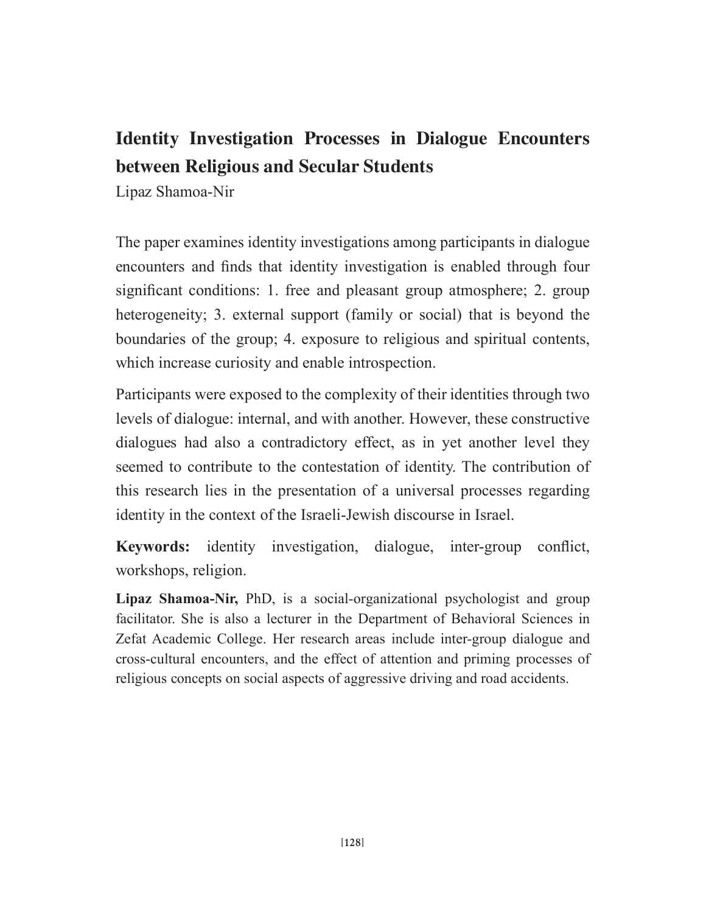## Identity Investigation Processes in Dialogue Encounters between Religious and Secular Students

Lipaz Shamoa-Nir

The paper examines identity investigations among participants in dialogue encounters and finds that identity investigation is enabled through four significant conditions: 1. free and pleasant group atmosphere; 2. group heterogeneity; 3. external support (family or social) that is beyond the boundaries of the group; 4. exposure to religious and spiritual contents, which increase curiosity and enable introspection.

Participants were exposed to the complexity of their identities through two levels of dialogue: internal, and with another. However, these constructive dialogues had also a contradictory effect, as in yet another level they seemed to contribute to the contestation of identity. The contribution of this research lies in the presentation of a universal processes regarding identity in the context of the Israeli-Jewish discourse in Israel.

**Keywords:** identity investigation, dialogue, inter-group conflict, workshops, religion.

**Lipaz Shamoa-Nir,** PhD, is a social-organizational psychologist and group facilitator. She is also a lecturer in the Department of Behavioral Sciences in Zefat Academic College. Her research areas include inter-group dialogue and cross-cultural encounters, and the effect of attention and priming processes of religious concepts on social aspects of aggressive driving and road accidents.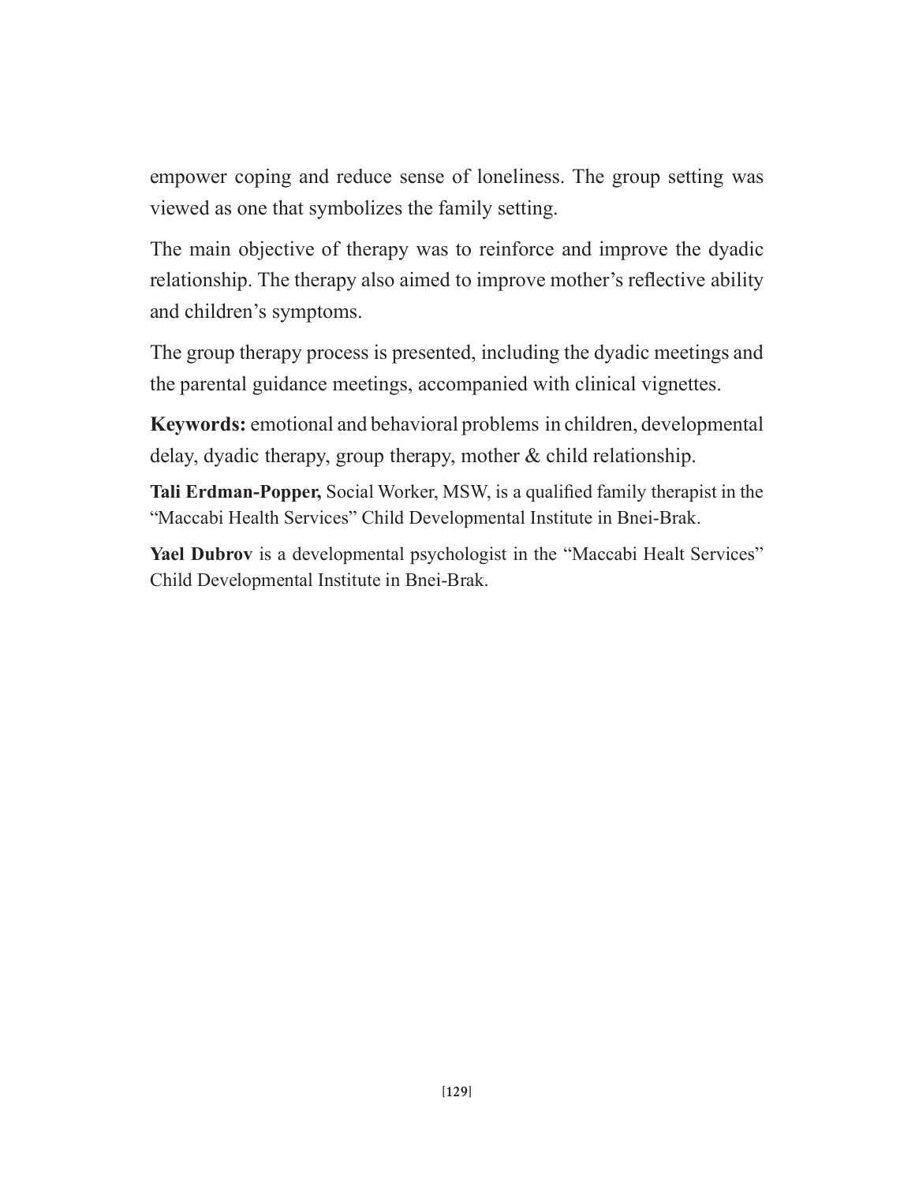empower coping and reduce sense of loneliness. The group setting was viewed as one that symbolizes the family setting.

The main objective of therapy was to reinforce and improve the dyadic relationship. The therapy also aimed to improve mother's reflective ability and children's symptoms.

The group therapy process is presented, including the dyadic meetings and the parental guidance meetings, accompanied with clinical vignettes.

**Keywords:** emotional and behavioral problems in children, developmental delay, dyadic therapy, group therapy, mother & child relationship.

**Tali Erdman-Popper,** Social Worker, MSW, is a qualified family therapist in the "Maccabi Health Services" Child Developmental Institute in Bnei-Brak.

**Yael Dubrov** is a developmental psychologist in the "Maccabi Healt Services" Child Developmental Institute in Bnei-Brak.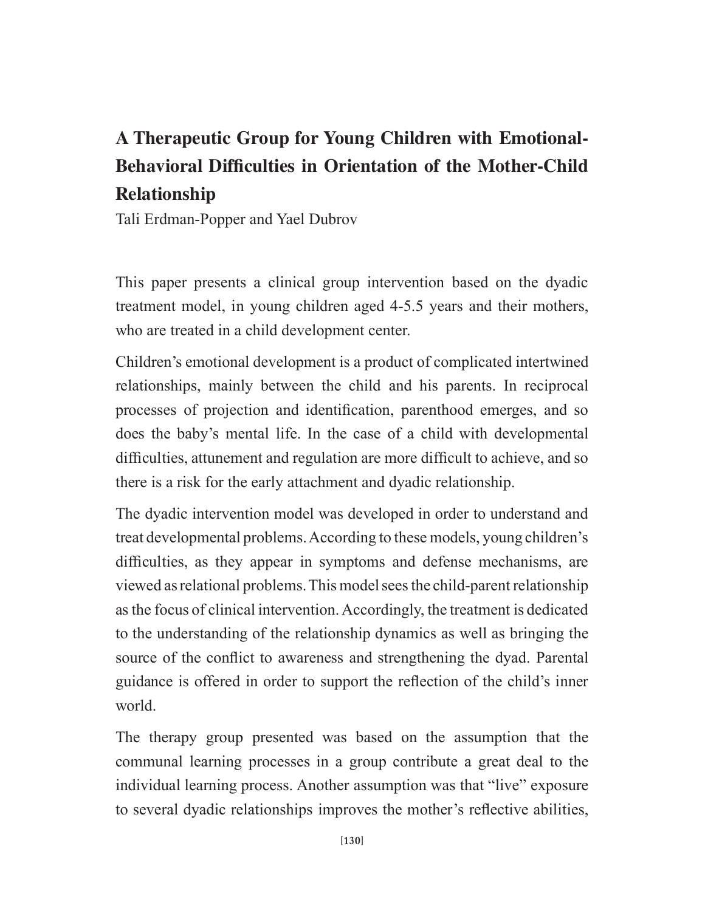# A Therapeutic Group for Young Children with Emotional-Behavioral Difficulties in Orientation of the Mother-Child Relationship

Tali Erdman-Popper and Yael Dubrov

This paper presents a clinical group intervention based on the dyadic treatment model, in young children aged 4-5.5 years and their mothers, who are treated in a child development center.

Children's emotional development is a product of complicated intertwined relationships, mainly between the child and his parents. In reciprocal processes of projection and identification, parenthood emerges, and so does the baby's mental life. In the case of a child with developmental difficulties, attunement and regulation are more difficult to achieve, and so there is a risk for the early attachment and dyadic relationship.

The dyadic intervention model was developed in order to understand and treat developmental problems. According to these models, young children's difficulties, as they appear in symptoms and defense mechanisms, are viewed as relational problems. This model sees the child-parent relationship as the focus of clinical intervention. Accordingly, the treatment is dedicated to the understanding of the relationship dynamics as well as bringing the source of the conflict to awareness and strengthening the dyad. Parental guidance is offered in order to support the reflection of the child's inner world.

The therapy group presented was based on the assumption that the communal learning processes in a group contribute a great deal to the individual learning process. Another assumption was that "live" exposure to several dyadic relationships improves the mother's reflective abilities,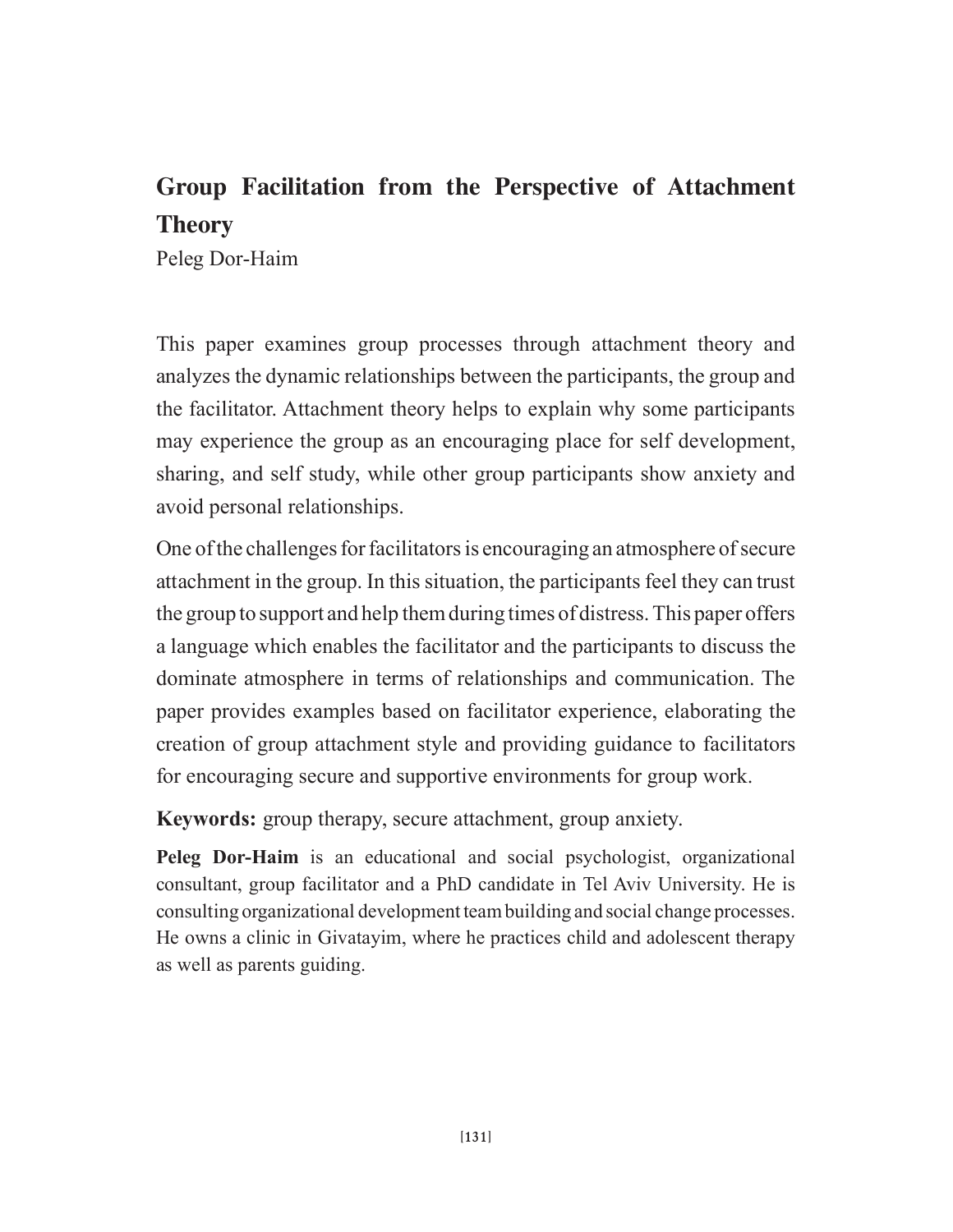## Group Facilitation from the Perspective of Attachment Theory

Peleg Dor-Haim

This paper examines group processes through attachment theory and analyzes the dynamic relationships between the participants, the group and the facilitator. Attachment theory helps to explain why some participants may experience the group as an encouraging place for self development, sharing, and self study, while other group participants show anxiety and avoid personal relationships.

One of the challenges for facilitators is encouraging an atmosphere of secure attachment in the group. In this situation, the participants feel they can trust the group to support and help them during times of distress. This paper offers a language which enables the facilitator and the participants to discuss the dominate atmosphere in terms of relationships and communication. The paper provides examples based on facilitator experience, elaborating the creation of group attachment style and providing guidance to facilitators for encouraging secure and supportive environments for group work.

**Keywords:** group therapy, secure attachment, group anxiety.

**Peleg Dor-Haim** is an educational and social psychologist, organizational consultant, group facilitator and a PhD candidate in Tel Aviv University. He is consulting organizational development team building and social change processes. He owns a clinic in Givatayim, where he practices child and adolescent therapy as well as parents guiding.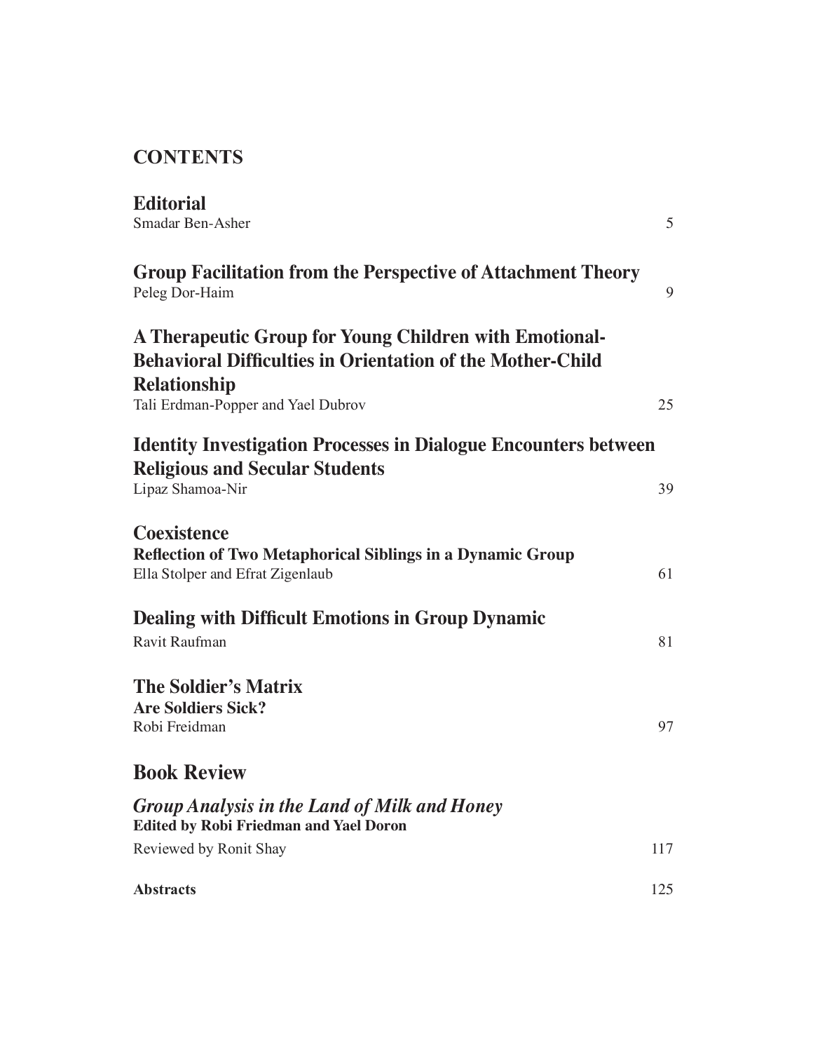## CONTENTS

**Editorial**
Smadar Ben-Asher 5

**Group Facilitation from the Perspective of Attachment Theory**
Peleg Dor-Haim 9

**A Therapeutic Group for Young Children with Emotional-Behavioral Difficulties in Orientation of the Mother-Child Relationship**
Tali Erdman-Popper and Yael Dubrov 25

**Identity Investigation Processes in Dialogue Encounters between Religious and Secular Students**
Lipaz Shamoa-Nir 39

**Coexistence**
**Reflection of Two Metaphorical Siblings in a Dynamic Group**
Ella Stolper and Efrat Zigenlaub 61

**Dealing with Difficult Emotions in Group Dynamic**
Ravit Raufman 81

**The Soldier's Matrix**
**Are Soldiers Sick?**
Robi Freidman 97

**Book Review**

***Group Analysis in the Land of Milk and Honey***
**Edited by Robi Friedman and Yael Doron**
Reviewed by Ronit Shay 117

**Abstracts** 125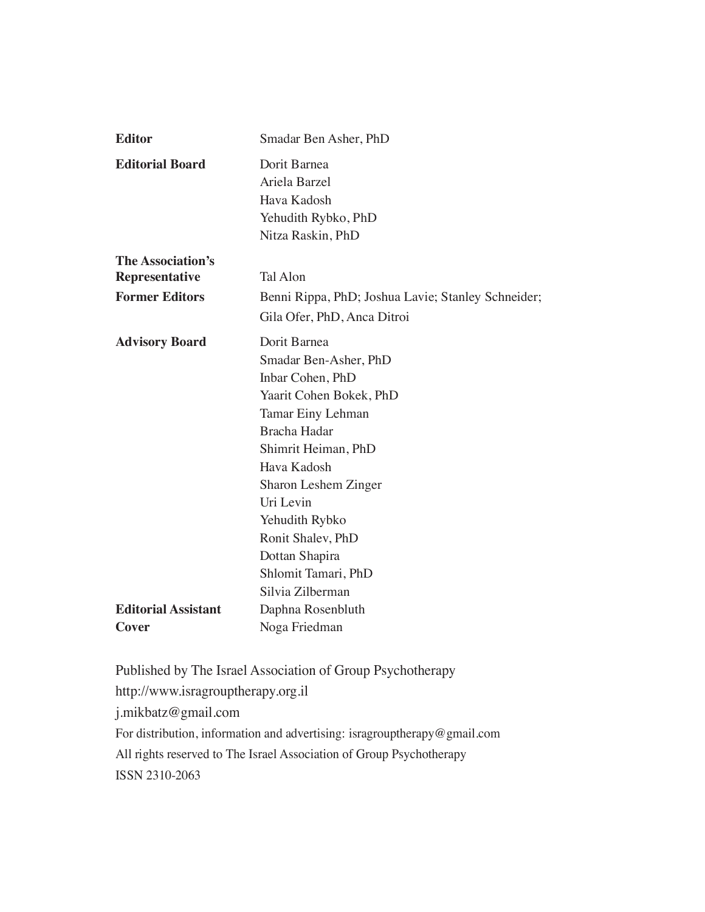**Editor** Smadar Ben Asher, PhD

**Editorial Board**
Dorit Barnea
Ariela Barzel
Hava Kadosh
Yehudith Rybko, PhD
Nitza Raskin, PhD

**The Association's Representative** Tal Alon

**Former Editors** Benni Rippa, PhD; Joshua Lavie; Stanley Schneider; Gila Ofer, PhD, Anca Ditroi

**Advisory Board**
Dorit Barnea
Smadar Ben-Asher, PhD
Inbar Cohen, PhD
Yaarit Cohen Bokek, PhD
Tamar Einy Lehman
Bracha Hadar
Shimrit Heiman, PhD
Hava Kadosh
Sharon Leshem Zinger
Uri Levin
Yehudith Rybko
Ronit Shalev, PhD
Dottan Shapira
Shlomit Tamari, PhD
Silvia Zilberman

**Editorial Assistant** Daphna Rosenbluth

**Cover** Noga Friedman

Published by The Israel Association of Group Psychotherapy
http://www.isragrouptherapy.org.il
j.mikbatz@gmail.com
For distribution, information and advertising: isragrouptherapy@gmail.com
All rights reserved to The Israel Association of Group Psychotherapy
ISSN 2310-2063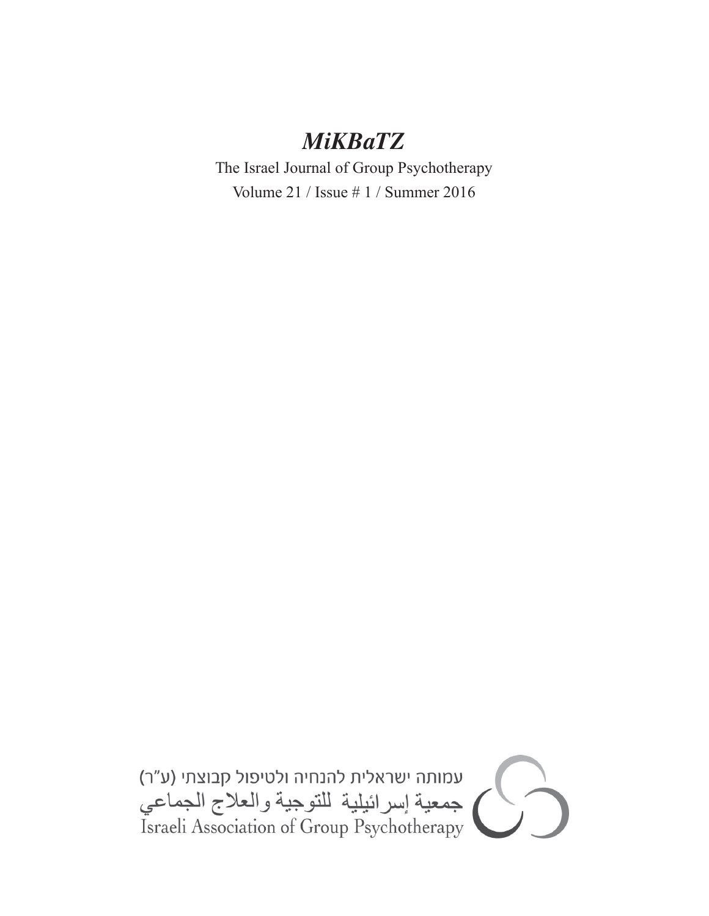# *MiKBaTZ*

The Israel Journal of Group Psychotherapy

Volume 21 / Issue # 1 / Summer 2016

עמותה ישראלית להנחיה ולטיפול קבוצתי (ע"ר)

جمعية إسرائيلية للتوجية والعلاج الجماعي

Israeli Association of Group Psychotherapy